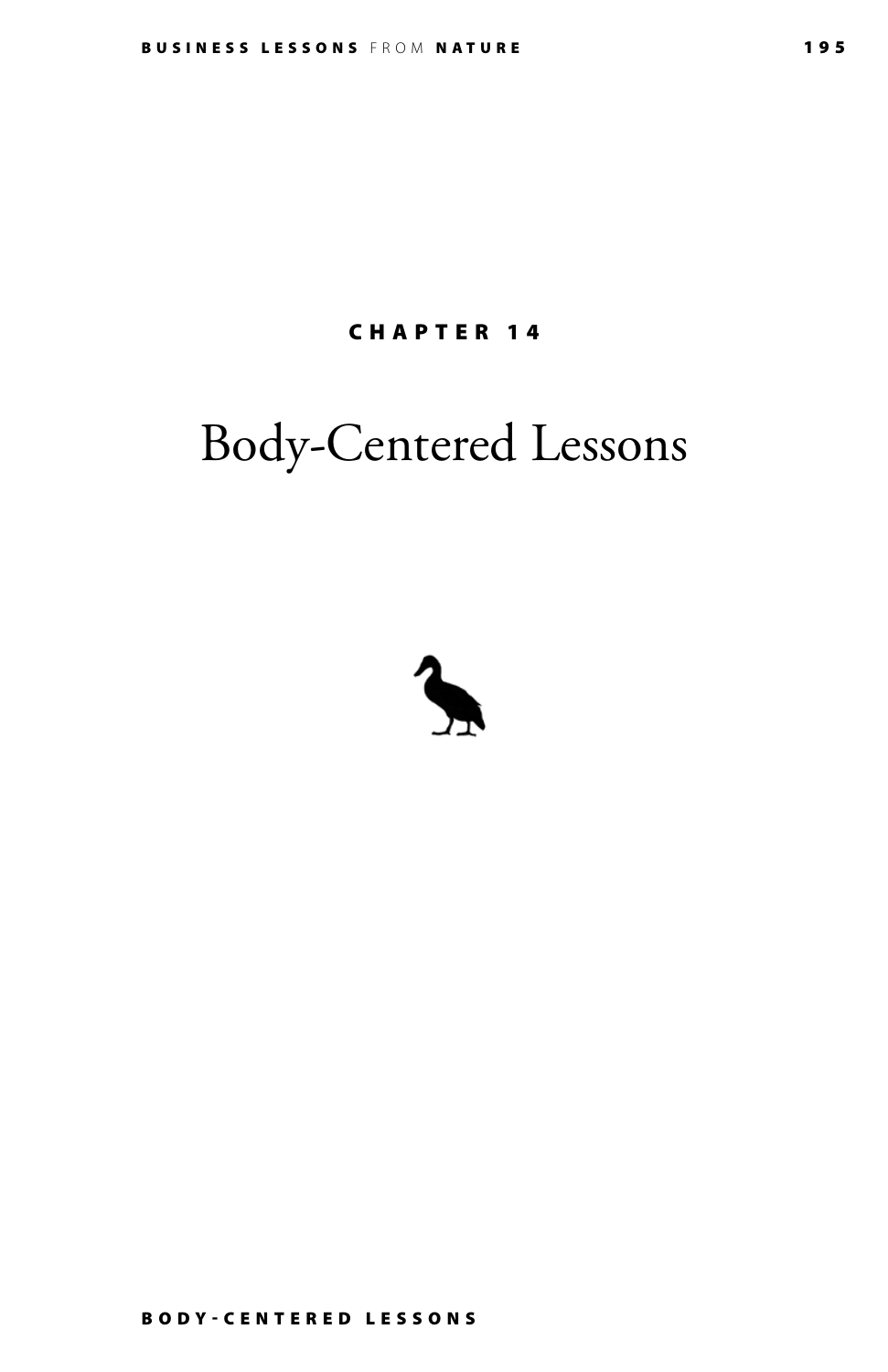CHAPTER 14

# Body-Centered Lessons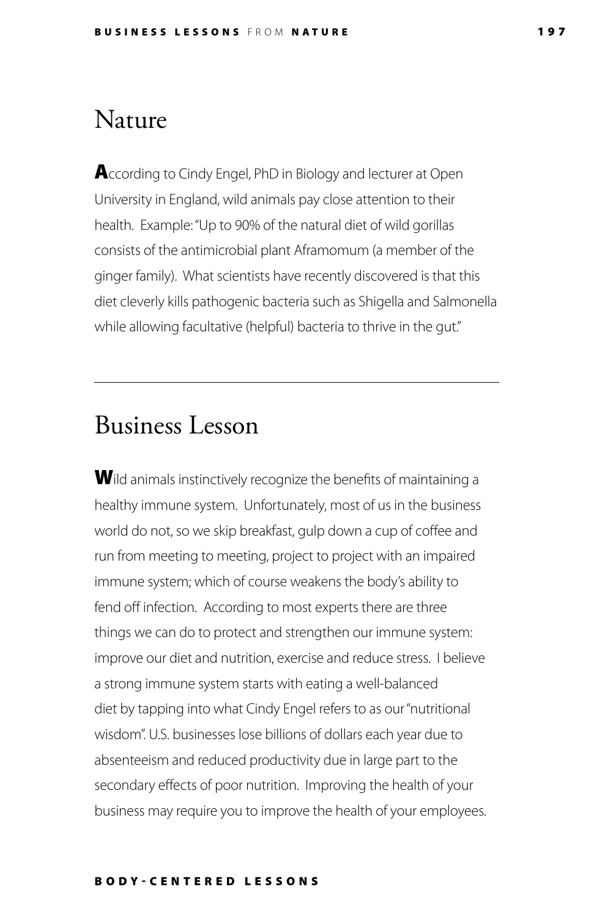## Nature

According to Cindy Engel, PhD in Biology and lecturer at Open University in England, wild animals pay close attention to their health. Example: "Up to 90% of the natural diet of wild gorillas consists of the antimicrobial plant Aframomum (a member of the ginger family). What scientists have recently discovered is that this diet cleverly kills pathogenic bacteria such as Shigella and Salmonella while allowing facultative (helpful) bacteria to thrive in the gut."

---

## Business Lesson

Wild animals instinctively recognize the benefits of maintaining a healthy immune system. Unfortunately, most of us in the business world do not, so we skip breakfast, gulp down a cup of coffee and run from meeting to meeting, project to project with an impaired immune system; which of course weakens the body's ability to fend off infection. According to most experts there are three things we can do to protect and strengthen our immune system: improve our diet and nutrition, exercise and reduce stress. I believe a strong immune system starts with eating a well-balanced diet by tapping into what Cindy Engel refers to as our "nutritional wisdom". U.S. businesses lose billions of dollars each year due to absenteeism and reduced productivity due in large part to the secondary effects of poor nutrition. Improving the health of your business may require you to improve the health of your employees.